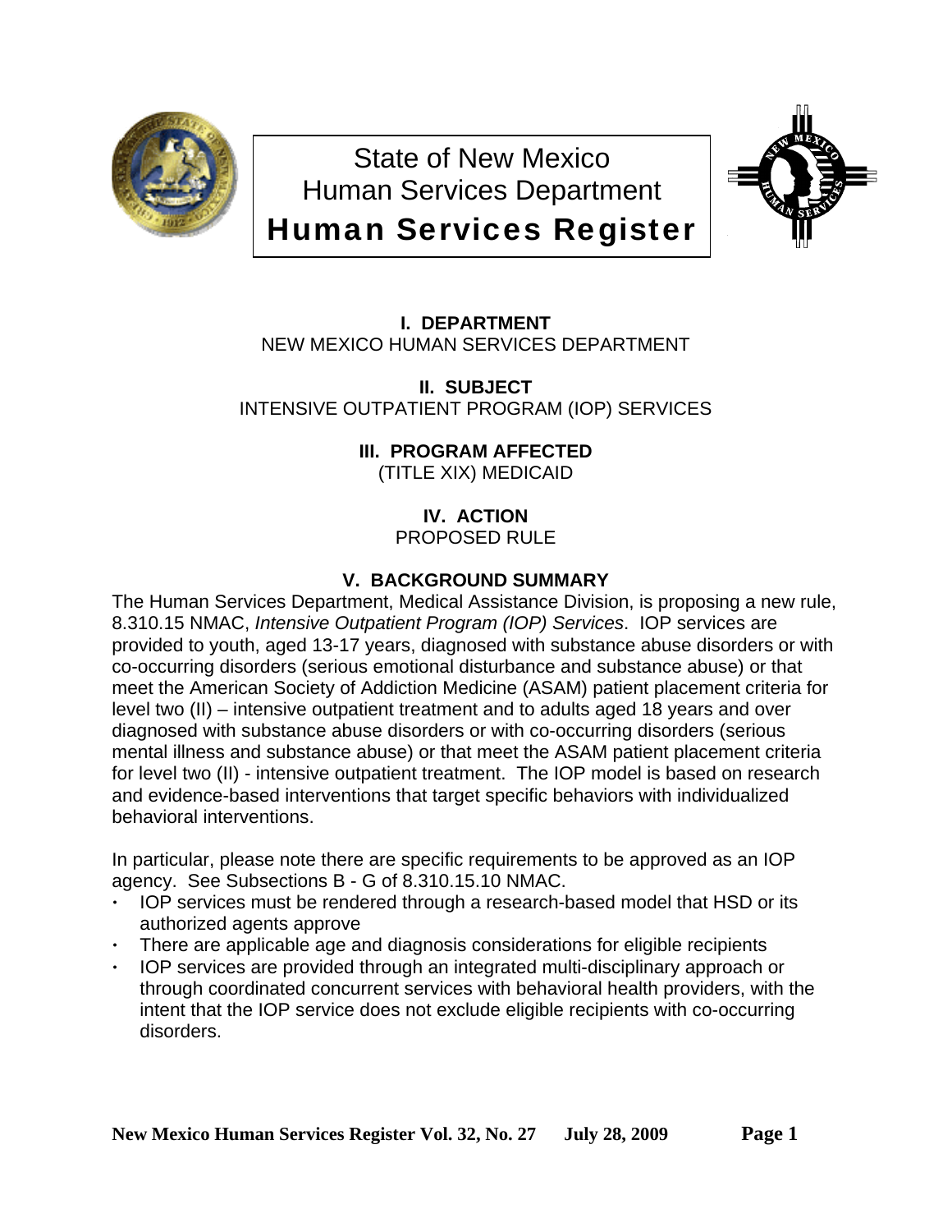# State of New Mexico
# Human Services Department
# Human Services Register

## I. DEPARTMENT

NEW MEXICO HUMAN SERVICES DEPARTMENT

## II. SUBJECT

INTENSIVE OUTPATIENT PROGRAM (IOP) SERVICES

## III. PROGRAM AFFECTED

(TITLE XIX) MEDICAID

## IV. ACTION

PROPOSED RULE

## V. BACKGROUND SUMMARY

The Human Services Department, Medical Assistance Division, is proposing a new rule, 8.310.15 NMAC, *Intensive Outpatient Program (IOP) Services*. IOP services are provided to youth, aged 13-17 years, diagnosed with substance abuse disorders or with co-occurring disorders (serious emotional disturbance and substance abuse) or that meet the American Society of Addiction Medicine (ASAM) patient placement criteria for level two (II) – intensive outpatient treatment and to adults aged 18 years and over diagnosed with substance abuse disorders or with co-occurring disorders (serious mental illness and substance abuse) or that meet the ASAM patient placement criteria for level two (II) - intensive outpatient treatment. The IOP model is based on research and evidence-based interventions that target specific behaviors with individualized behavioral interventions.

In particular, please note there are specific requirements to be approved as an IOP agency. See Subsections B - G of 8.310.15.10 NMAC.

- IOP services must be rendered through a research-based model that HSD or its authorized agents approve
- There are applicable age and diagnosis considerations for eligible recipients
- IOP services are provided through an integrated multi-disciplinary approach or through coordinated concurrent services with behavioral health providers, with the intent that the IOP service does not exclude eligible recipients with co-occurring disorders.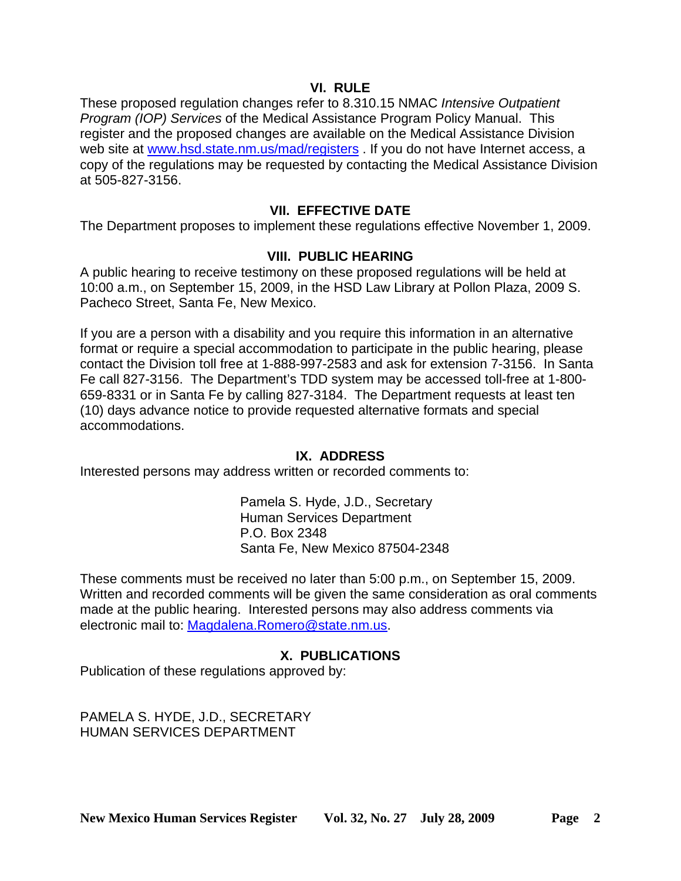## VI. RULE

These proposed regulation changes refer to 8.310.15 NMAC *Intensive Outpatient Program (IOP) Services* of the Medical Assistance Program Policy Manual. This register and the proposed changes are available on the Medical Assistance Division web site at [www.hsd.state.nm.us/mad/registers](http://www.hsd.state.nm.us/mad/registers) . If you do not have Internet access, a copy of the regulations may be requested by contacting the Medical Assistance Division at 505-827-3156.

## VII. EFFECTIVE DATE

The Department proposes to implement these regulations effective November 1, 2009.

## VIII. PUBLIC HEARING

A public hearing to receive testimony on these proposed regulations will be held at 10:00 a.m., on September 15, 2009, in the HSD Law Library at Pollon Plaza, 2009 S. Pacheco Street, Santa Fe, New Mexico.

If you are a person with a disability and you require this information in an alternative format or require a special accommodation to participate in the public hearing, please contact the Division toll free at 1-888-997-2583 and ask for extension 7-3156. In Santa Fe call 827-3156. The Department's TDD system may be accessed toll-free at 1-800-659-8331 or in Santa Fe by calling 827-3184. The Department requests at least ten (10) days advance notice to provide requested alternative formats and special accommodations.

## IX. ADDRESS

Interested persons may address written or recorded comments to:

Pamela S. Hyde, J.D., Secretary
Human Services Department
P.O. Box 2348
Santa Fe, New Mexico 87504-2348

These comments must be received no later than 5:00 p.m., on September 15, 2009. Written and recorded comments will be given the same consideration as oral comments made at the public hearing. Interested persons may also address comments via electronic mail to: [Magdalena.Romero@state.nm.us](mailto:Magdalena.Romero@state.nm.us).

## X. PUBLICATIONS

Publication of these regulations approved by:

PAMELA S. HYDE, J.D., SECRETARY
HUMAN SERVICES DEPARTMENT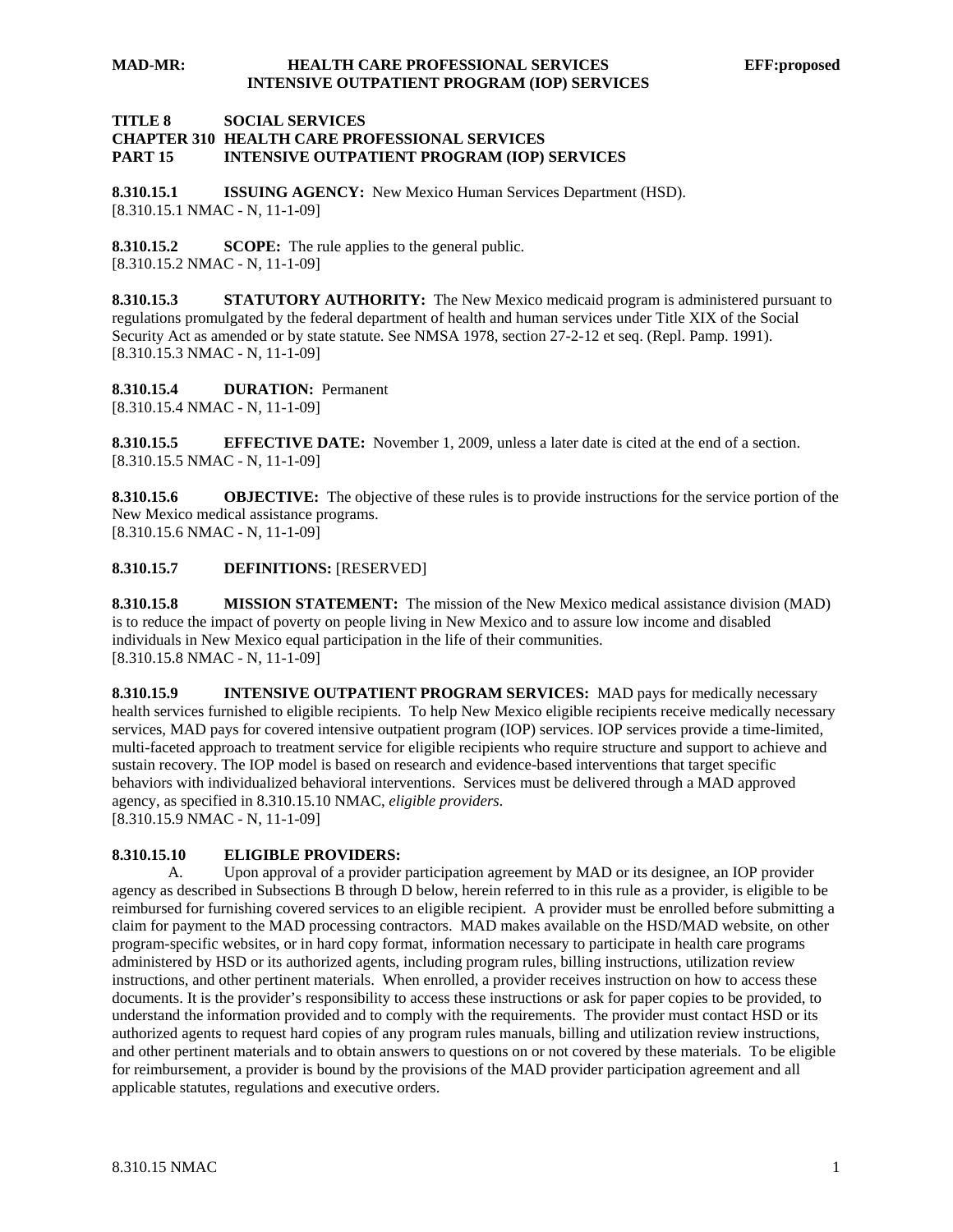**TITLE 8 SOCIAL SERVICES**
**CHAPTER 310 HEALTH CARE PROFESSIONAL SERVICES**
**PART 15 INTENSIVE OUTPATIENT PROGRAM (IOP) SERVICES**

**8.310.15.1 ISSUING AGENCY:** New Mexico Human Services Department (HSD).
[8.310.15.1 NMAC - N, 11-1-09]

**8.310.15.2 SCOPE:** The rule applies to the general public.
[8.310.15.2 NMAC - N, 11-1-09]

**8.310.15.3 STATUTORY AUTHORITY:** The New Mexico medicaid program is administered pursuant to regulations promulgated by the federal department of health and human services under Title XIX of the Social Security Act as amended or by state statute. See NMSA 1978, section 27-2-12 et seq. (Repl. Pamp. 1991).
[8.310.15.3 NMAC - N, 11-1-09]

**8.310.15.4 DURATION:** Permanent
[8.310.15.4 NMAC - N, 11-1-09]

**8.310.15.5 EFFECTIVE DATE:** November 1, 2009, unless a later date is cited at the end of a section.
[8.310.15.5 NMAC - N, 11-1-09]

**8.310.15.6 OBJECTIVE:** The objective of these rules is to provide instructions for the service portion of the New Mexico medical assistance programs.
[8.310.15.6 NMAC - N, 11-1-09]

**8.310.15.7 DEFINITIONS:** [RESERVED]

**8.310.15.8 MISSION STATEMENT:** The mission of the New Mexico medical assistance division (MAD) is to reduce the impact of poverty on people living in New Mexico and to assure low income and disabled individuals in New Mexico equal participation in the life of their communities.
[8.310.15.8 NMAC - N, 11-1-09]

**8.310.15.9 INTENSIVE OUTPATIENT PROGRAM SERVICES:** MAD pays for medically necessary health services furnished to eligible recipients. To help New Mexico eligible recipients receive medically necessary services, MAD pays for covered intensive outpatient program (IOP) services. IOP services provide a time-limited, multi-faceted approach to treatment service for eligible recipients who require structure and support to achieve and sustain recovery. The IOP model is based on research and evidence-based interventions that target specific behaviors with individualized behavioral interventions. Services must be delivered through a MAD approved agency, as specified in 8.310.15.10 NMAC, *eligible providers*.
[8.310.15.9 NMAC - N, 11-1-09]

**8.310.15.10 ELIGIBLE PROVIDERS:**

A. Upon approval of a provider participation agreement by MAD or its designee, an IOP provider agency as described in Subsections B through D below, herein referred to in this rule as a provider, is eligible to be reimbursed for furnishing covered services to an eligible recipient. A provider must be enrolled before submitting a claim for payment to the MAD processing contractors. MAD makes available on the HSD/MAD website, on other program-specific websites, or in hard copy format, information necessary to participate in health care programs administered by HSD or its authorized agents, including program rules, billing instructions, utilization review instructions, and other pertinent materials. When enrolled, a provider receives instruction on how to access these documents. It is the provider's responsibility to access these instructions or ask for paper copies to be provided, to understand the information provided and to comply with the requirements. The provider must contact HSD or its authorized agents to request hard copies of any program rules manuals, billing and utilization review instructions, and other pertinent materials and to obtain answers to questions on or not covered by these materials. To be eligible for reimbursement, a provider is bound by the provisions of the MAD provider participation agreement and all applicable statutes, regulations and executive orders.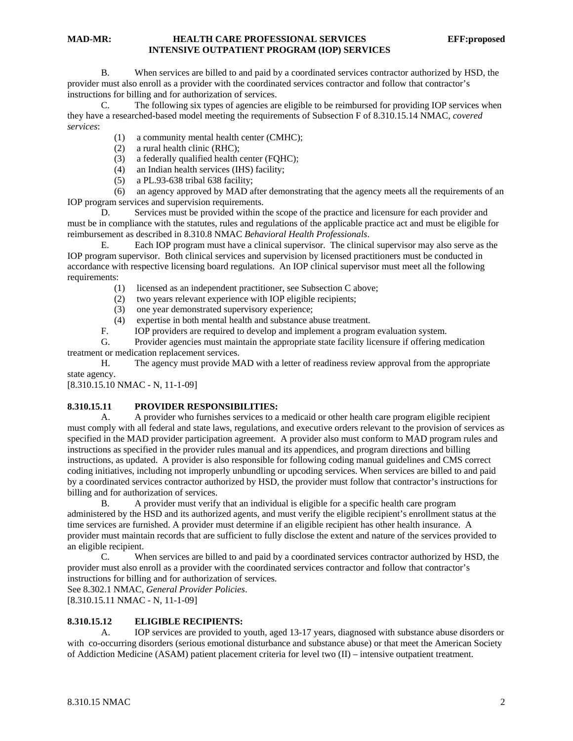B. When services are billed to and paid by a coordinated services contractor authorized by HSD, the provider must also enroll as a provider with the coordinated services contractor and follow that contractor's instructions for billing and for authorization of services.

C. The following six types of agencies are eligible to be reimbursed for providing IOP services when they have a researched-based model meeting the requirements of Subsection F of 8.310.15.14 NMAC, *covered services*:

(1) a community mental health center (CMHC);
(2) a rural health clinic (RHC);
(3) a federally qualified health center (FQHC);
(4) an Indian health services (IHS) facility;
(5) a PL.93-638 tribal 638 facility;
(6) an agency approved by MAD after demonstrating that the agency meets all the requirements of an IOP program services and supervision requirements.

D. Services must be provided within the scope of the practice and licensure for each provider and must be in compliance with the statutes, rules and regulations of the applicable practice act and must be eligible for reimbursement as described in 8.310.8 NMAC *Behavioral Health Professionals*.

E. Each IOP program must have a clinical supervisor. The clinical supervisor may also serve as the IOP program supervisor. Both clinical services and supervision by licensed practitioners must be conducted in accordance with respective licensing board regulations. An IOP clinical supervisor must meet all the following requirements:

(1) licensed as an independent practitioner, see Subsection C above;
(2) two years relevant experience with IOP eligible recipients;
(3) one year demonstrated supervisory experience;
(4) expertise in both mental health and substance abuse treatment.

F. IOP providers are required to develop and implement a program evaluation system.

G. Provider agencies must maintain the appropriate state facility licensure if offering medication treatment or medication replacement services.

H. The agency must provide MAD with a letter of readiness review approval from the appropriate state agency.

[8.310.15.10 NMAC - N, 11-1-09]

**8.310.15.11 PROVIDER RESPONSIBILITIES:**

A. A provider who furnishes services to a medicaid or other health care program eligible recipient must comply with all federal and state laws, regulations, and executive orders relevant to the provision of services as specified in the MAD provider participation agreement. A provider also must conform to MAD program rules and instructions as specified in the provider rules manual and its appendices, and program directions and billing instructions, as updated. A provider is also responsible for following coding manual guidelines and CMS correct coding initiatives, including not improperly unbundling or upcoding services. When services are billed to and paid by a coordinated services contractor authorized by HSD, the provider must follow that contractor's instructions for billing and for authorization of services.

B. A provider must verify that an individual is eligible for a specific health care program administered by the HSD and its authorized agents, and must verify the eligible recipient's enrollment status at the time services are furnished. A provider must determine if an eligible recipient has other health insurance. A provider must maintain records that are sufficient to fully disclose the extent and nature of the services provided to an eligible recipient.

C. When services are billed to and paid by a coordinated services contractor authorized by HSD, the provider must also enroll as a provider with the coordinated services contractor and follow that contractor's instructions for billing and for authorization of services.

See 8.302.1 NMAC, *General Provider Policies*.

[8.310.15.11 NMAC - N, 11-1-09]

**8.310.15.12 ELIGIBLE RECIPIENTS:**

A. IOP services are provided to youth, aged 13-17 years, diagnosed with substance abuse disorders or with co-occurring disorders (serious emotional disturbance and substance abuse) or that meet the American Society of Addiction Medicine (ASAM) patient placement criteria for level two (II) – intensive outpatient treatment.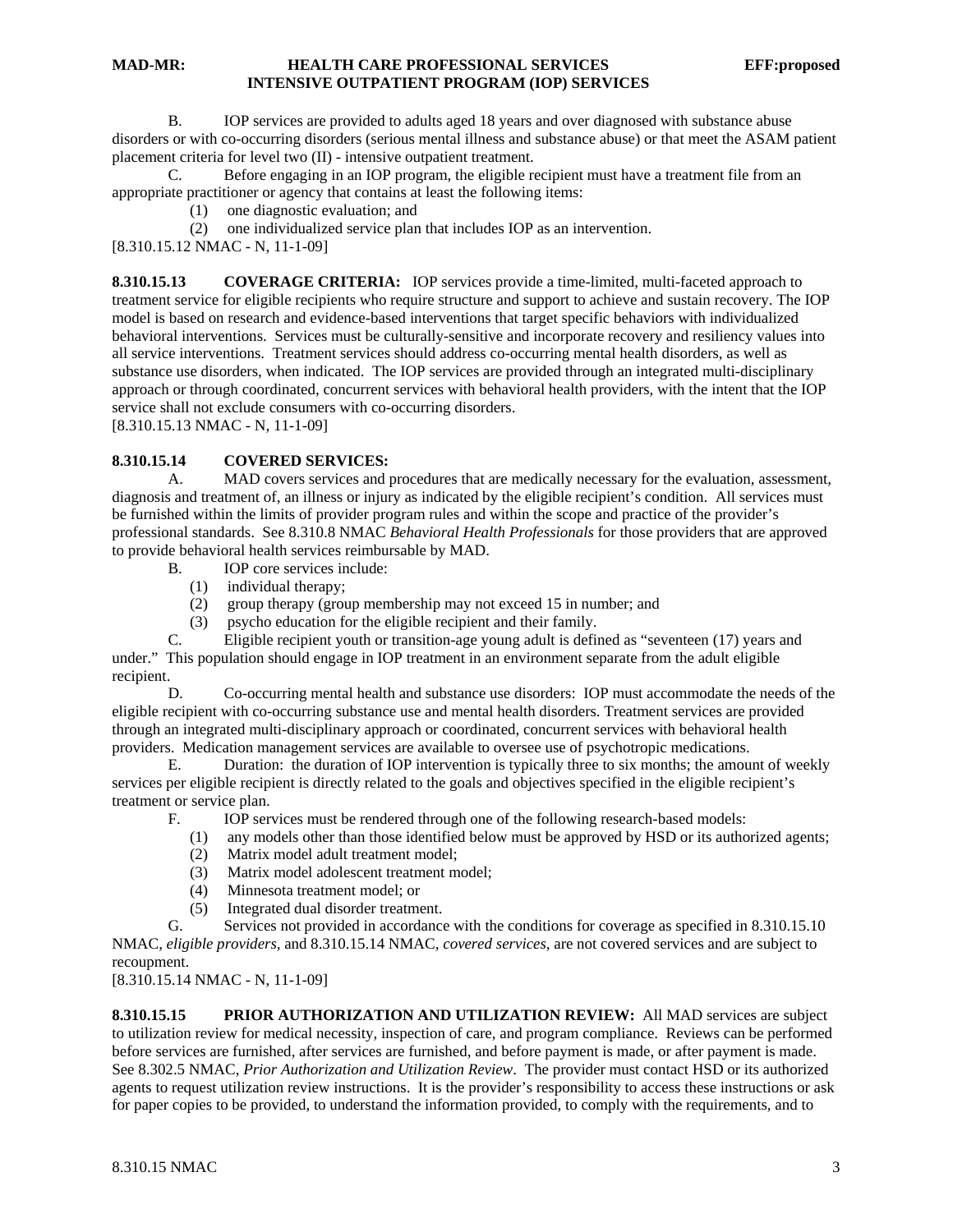B. IOP services are provided to adults aged 18 years and over diagnosed with substance abuse disorders or with co-occurring disorders (serious mental illness and substance abuse) or that meet the ASAM patient placement criteria for level two (II) - intensive outpatient treatment.

C. Before engaging in an IOP program, the eligible recipient must have a treatment file from an appropriate practitioner or agency that contains at least the following items:

(1) one diagnostic evaluation; and

(2) one individualized service plan that includes IOP as an intervention.

[8.310.15.12 NMAC - N, 11-1-09]

**8.310.15.13 COVERAGE CRITERIA:** IOP services provide a time-limited, multi-faceted approach to treatment service for eligible recipients who require structure and support to achieve and sustain recovery. The IOP model is based on research and evidence-based interventions that target specific behaviors with individualized behavioral interventions. Services must be culturally-sensitive and incorporate recovery and resiliency values into all service interventions. Treatment services should address co-occurring mental health disorders, as well as substance use disorders, when indicated. The IOP services are provided through an integrated multi-disciplinary approach or through coordinated, concurrent services with behavioral health providers, with the intent that the IOP service shall not exclude consumers with co-occurring disorders.

[8.310.15.13 NMAC - N, 11-1-09]

**8.310.15.14 COVERED SERVICES:**

A. MAD covers services and procedures that are medically necessary for the evaluation, assessment, diagnosis and treatment of, an illness or injury as indicated by the eligible recipient's condition. All services must be furnished within the limits of provider program rules and within the scope and practice of the provider's professional standards. See 8.310.8 NMAC *Behavioral Health Professionals* for those providers that are approved to provide behavioral health services reimbursable by MAD.

B. IOP core services include:

(1) individual therapy;

(2) group therapy (group membership may not exceed 15 in number; and

(3) psycho education for the eligible recipient and their family.

C. Eligible recipient youth or transition-age young adult is defined as "seventeen (17) years and under." This population should engage in IOP treatment in an environment separate from the adult eligible recipient.

D. Co-occurring mental health and substance use disorders: IOP must accommodate the needs of the eligible recipient with co-occurring substance use and mental health disorders. Treatment services are provided through an integrated multi-disciplinary approach or coordinated, concurrent services with behavioral health providers. Medication management services are available to oversee use of psychotropic medications.

E. Duration: the duration of IOP intervention is typically three to six months; the amount of weekly services per eligible recipient is directly related to the goals and objectives specified in the eligible recipient's treatment or service plan.

F. IOP services must be rendered through one of the following research-based models:

(1) any models other than those identified below must be approved by HSD or its authorized agents;

(2) Matrix model adult treatment model;

(3) Matrix model adolescent treatment model;

(4) Minnesota treatment model; or

(5) Integrated dual disorder treatment.

G. Services not provided in accordance with the conditions for coverage as specified in 8.310.15.10 NMAC, *eligible providers*, and 8.310.15.14 NMAC, *covered services*, are not covered services and are subject to recoupment.

[8.310.15.14 NMAC - N, 11-1-09]

**8.310.15.15 PRIOR AUTHORIZATION AND UTILIZATION REVIEW:** All MAD services are subject to utilization review for medical necessity, inspection of care, and program compliance. Reviews can be performed before services are furnished, after services are furnished, and before payment is made, or after payment is made. See 8.302.5 NMAC, *Prior Authorization and Utilization Review*. The provider must contact HSD or its authorized agents to request utilization review instructions. It is the provider's responsibility to access these instructions or ask for paper copies to be provided, to understand the information provided, to comply with the requirements, and to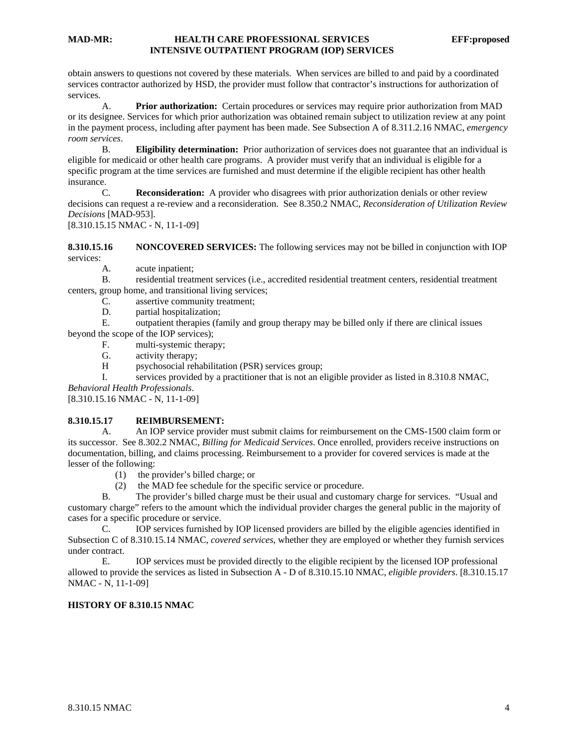obtain answers to questions not covered by these materials. When services are billed to and paid by a coordinated services contractor authorized by HSD, the provider must follow that contractor's instructions for authorization of services.

A. **Prior authorization:** Certain procedures or services may require prior authorization from MAD or its designee. Services for which prior authorization was obtained remain subject to utilization review at any point in the payment process, including after payment has been made. See Subsection A of 8.311.2.16 NMAC, *emergency room services*.

B. **Eligibility determination:** Prior authorization of services does not guarantee that an individual is eligible for medicaid or other health care programs. A provider must verify that an individual is eligible for a specific program at the time services are furnished and must determine if the eligible recipient has other health insurance.

C. **Reconsideration:** A provider who disagrees with prior authorization denials or other review decisions can request a re-review and a reconsideration. See 8.350.2 NMAC, *Reconsideration of Utilization Review Decisions* [MAD-953].

[8.310.15.15 NMAC - N, 11-1-09]

**8.310.15.16 NONCOVERED SERVICES:** The following services may not be billed in conjunction with IOP services:

A. acute inpatient;

B. residential treatment services (i.e., accredited residential treatment centers, residential treatment centers, group home, and transitional living services;

C. assertive community treatment;

D. partial hospitalization;

E. outpatient therapies (family and group therapy may be billed only if there are clinical issues beyond the scope of the IOP services);

F. multi-systemic therapy;

G. activity therapy;

H psychosocial rehabilitation (PSR) services group;

I. services provided by a practitioner that is not an eligible provider as listed in 8.310.8 NMAC, *Behavioral Health Professionals*.

[8.310.15.16 NMAC - N, 11-1-09]

**8.310.15.17 REIMBURSEMENT:**

A. An IOP service provider must submit claims for reimbursement on the CMS-1500 claim form or its successor. See 8.302.2 NMAC, *Billing for Medicaid Services*. Once enrolled, providers receive instructions on documentation, billing, and claims processing. Reimbursement to a provider for covered services is made at the lesser of the following:

(1) the provider's billed charge; or

(2) the MAD fee schedule for the specific service or procedure.

B. The provider's billed charge must be their usual and customary charge for services. "Usual and customary charge" refers to the amount which the individual provider charges the general public in the majority of cases for a specific procedure or service.

C. IOP services furnished by IOP licensed providers are billed by the eligible agencies identified in Subsection C of 8.310.15.14 NMAC, *covered services*, whether they are employed or whether they furnish services under contract.

E. IOP services must be provided directly to the eligible recipient by the licensed IOP professional allowed to provide the services as listed in Subsection A - D of 8.310.15.10 NMAC, *eligible providers*. [8.310.15.17 NMAC - N, 11-1-09]

**HISTORY OF 8.310.15 NMAC**